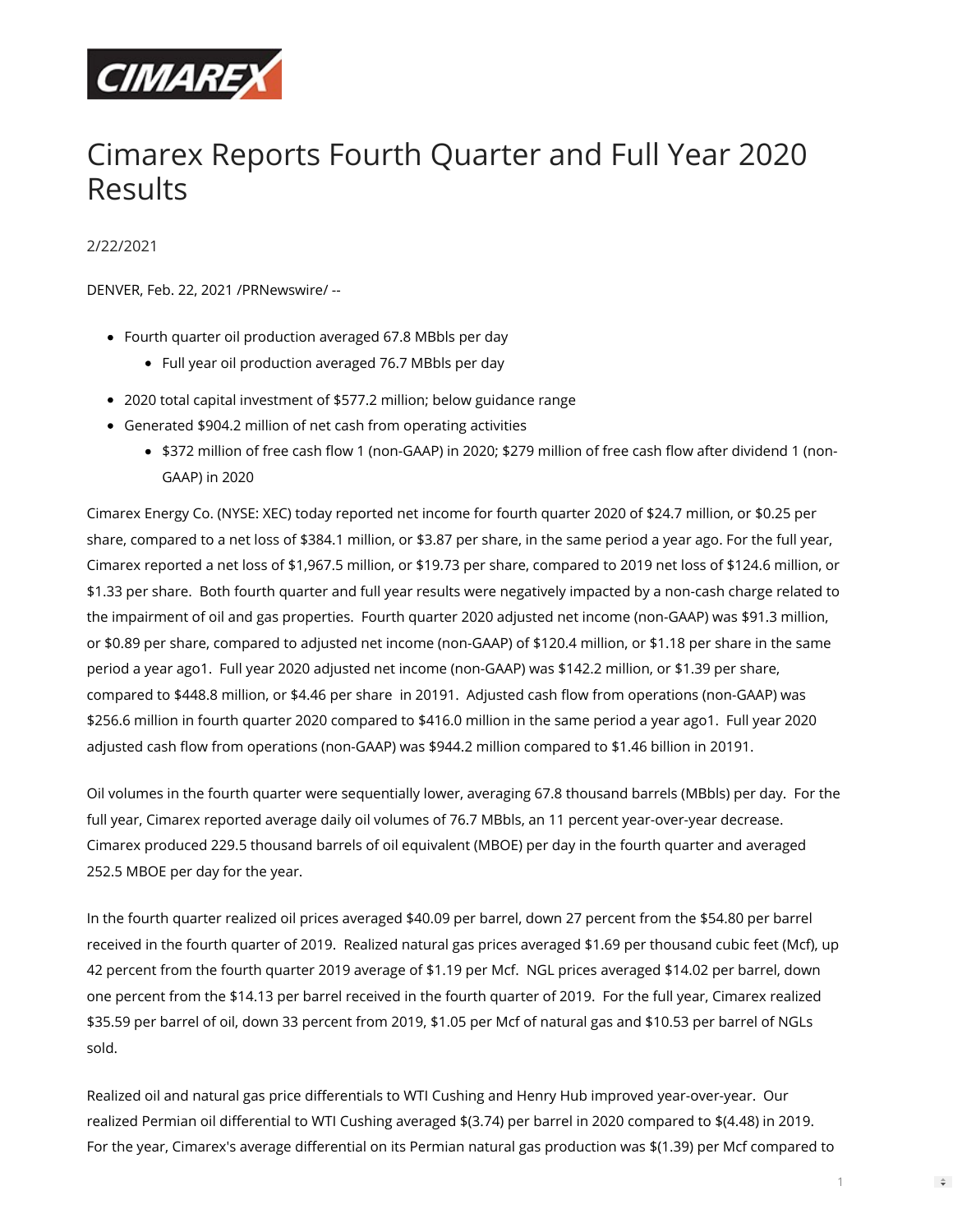CIMAREX

# Cimarex Reports Fourth Quarter and Full Year 2020 Results

2/22/2021

DENVER, Feb. 22, 2021 /PRNewswire/ --

- Fourth quarter oil production averaged 67.8 MBbls per day
  - Full year oil production averaged 76.7 MBbls per day
- 2020 total capital investment of $577.2 million; below guidance range
- Generated $904.2 million of net cash from operating activities
  - $372 million of free cash flow 1 (non-GAAP) in 2020; $279 million of free cash flow after dividend 1 (non-GAAP) in 2020

Cimarex Energy Co. (NYSE: XEC) today reported net income for fourth quarter 2020 of $24.7 million, or $0.25 per share, compared to a net loss of $384.1 million, or $3.87 per share, in the same period a year ago. For the full year, Cimarex reported a net loss of $1,967.5 million, or $19.73 per share, compared to 2019 net loss of $124.6 million, or $1.33 per share. Both fourth quarter and full year results were negatively impacted by a non-cash charge related to the impairment of oil and gas properties. Fourth quarter 2020 adjusted net income (non-GAAP) was $91.3 million, or $0.89 per share, compared to adjusted net income (non-GAAP) of $120.4 million, or $1.18 per share in the same period a year ago1. Full year 2020 adjusted net income (non-GAAP) was $142.2 million, or $1.39 per share, compared to $448.8 million, or $4.46 per share in 20191. Adjusted cash flow from operations (non-GAAP) was $256.6 million in fourth quarter 2020 compared to $416.0 million in the same period a year ago1. Full year 2020 adjusted cash flow from operations (non-GAAP) was $944.2 million compared to $1.46 billion in 20191.

Oil volumes in the fourth quarter were sequentially lower, averaging 67.8 thousand barrels (MBbls) per day. For the full year, Cimarex reported average daily oil volumes of 76.7 MBbls, an 11 percent year-over-year decrease. Cimarex produced 229.5 thousand barrels of oil equivalent (MBOE) per day in the fourth quarter and averaged 252.5 MBOE per day for the year.

In the fourth quarter realized oil prices averaged $40.09 per barrel, down 27 percent from the $54.80 per barrel received in the fourth quarter of 2019. Realized natural gas prices averaged $1.69 per thousand cubic feet (Mcf), up 42 percent from the fourth quarter 2019 average of $1.19 per Mcf. NGL prices averaged $14.02 per barrel, down one percent from the $14.13 per barrel received in the fourth quarter of 2019. For the full year, Cimarex realized $35.59 per barrel of oil, down 33 percent from 2019, $1.05 per Mcf of natural gas and $10.53 per barrel of NGLs sold.

Realized oil and natural gas price differentials to WTI Cushing and Henry Hub improved year-over-year. Our realized Permian oil differential to WTI Cushing averaged $(3.74) per barrel in 2020 compared to $(4.48) in 2019. For the year, Cimarex's average differential on its Permian natural gas production was $(1.39) per Mcf compared to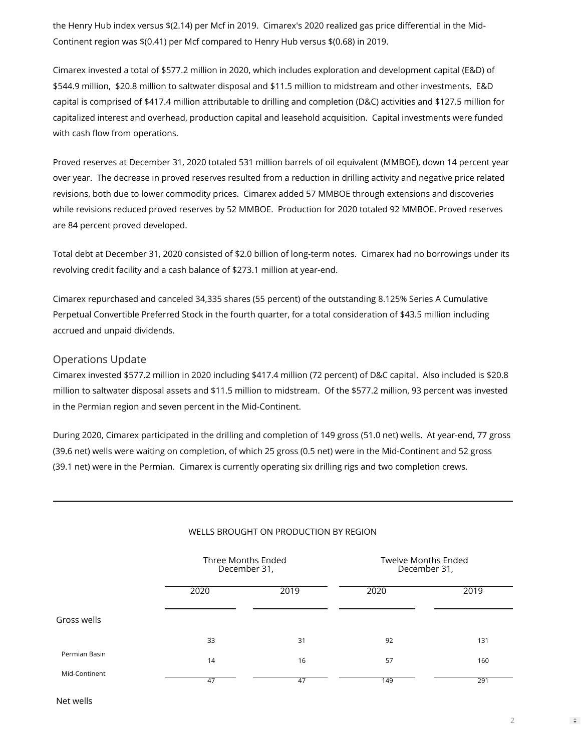the Henry Hub index versus $(2.14) per Mcf in 2019. Cimarex's 2020 realized gas price differential in the Mid-Continent region was $(0.41) per Mcf compared to Henry Hub versus $(0.68) in 2019.

Cimarex invested a total of $577.2 million in 2020, which includes exploration and development capital (E&D) of $544.9 million, $20.8 million to saltwater disposal and $11.5 million to midstream and other investments. E&D capital is comprised of $417.4 million attributable to drilling and completion (D&C) activities and $127.5 million for capitalized interest and overhead, production capital and leasehold acquisition. Capital investments were funded with cash flow from operations.

Proved reserves at December 31, 2020 totaled 531 million barrels of oil equivalent (MMBOE), down 14 percent year over year. The decrease in proved reserves resulted from a reduction in drilling activity and negative price related revisions, both due to lower commodity prices. Cimarex added 57 MMBOE through extensions and discoveries while revisions reduced proved reserves by 52 MMBOE. Production for 2020 totaled 92 MMBOE. Proved reserves are 84 percent proved developed.

Total debt at December 31, 2020 consisted of $2.0 billion of long-term notes. Cimarex had no borrowings under its revolving credit facility and a cash balance of $273.1 million at year-end.

Cimarex repurchased and canceled 34,335 shares (55 percent) of the outstanding 8.125% Series A Cumulative Perpetual Convertible Preferred Stock in the fourth quarter, for a total consideration of $43.5 million including accrued and unpaid dividends.

## Operations Update

Cimarex invested $577.2 million in 2020 including $417.4 million (72 percent) of D&C capital. Also included is $20.8 million to saltwater disposal assets and $11.5 million to midstream. Of the $577.2 million, 93 percent was invested in the Permian region and seven percent in the Mid-Continent.

During 2020, Cimarex participated in the drilling and completion of 149 gross (51.0 net) wells. At year-end, 77 gross (39.6 net) wells were waiting on completion, of which 25 gross (0.5 net) were in the Mid-Continent and 52 gross (39.1 net) were in the Permian. Cimarex is currently operating six drilling rigs and two completion crews.

WELLS BROUGHT ON PRODUCTION BY REGION

| | Three Months Ended December 31, | | Twelve Months Ended December 31, | |
|---|---|---|---|---|
| | 2020 | 2019 | 2020 | 2019 |
| Gross wells | | | | |
| Permian Basin | 33 | 31 | 92 | 131 |
| Mid-Continent | 14 | 16 | 57 | 160 |
| | 47 | 47 | 149 | 291 |
| Net wells | | | | |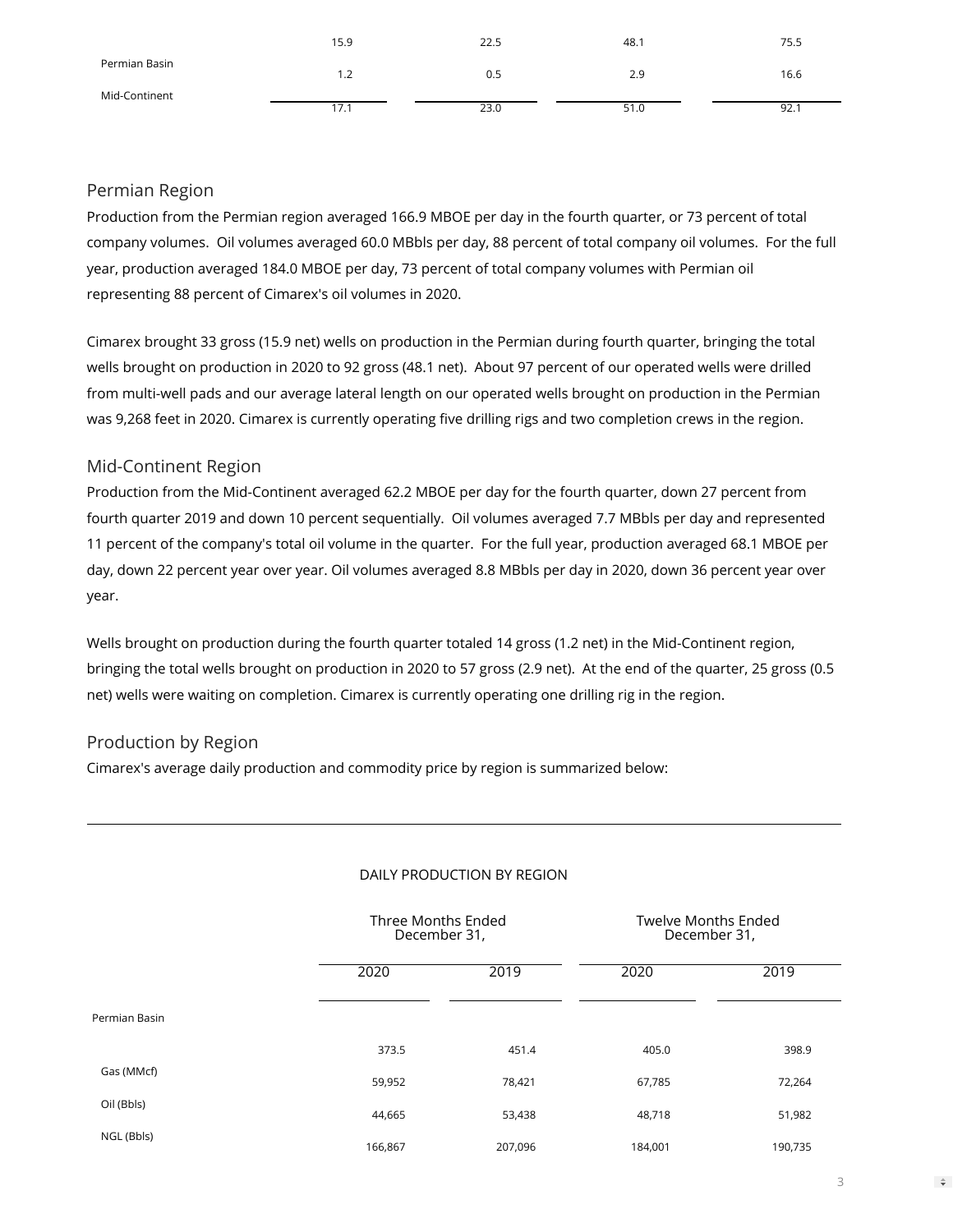| | | | | |
|---|---|---|---|---|
| Permian Basin | 15.9 | 22.5 | 48.1 | 75.5 |
| Mid-Continent | 1.2 | 0.5 | 2.9 | 16.6 |
| | 17.1 | 23.0 | 51.0 | 92.1 |

## Permian Region

Production from the Permian region averaged 166.9 MBOE per day in the fourth quarter, or 73 percent of total company volumes. Oil volumes averaged 60.0 MBbls per day, 88 percent of total company oil volumes. For the full year, production averaged 184.0 MBOE per day, 73 percent of total company volumes with Permian oil representing 88 percent of Cimarex's oil volumes in 2020.

Cimarex brought 33 gross (15.9 net) wells on production in the Permian during fourth quarter, bringing the total wells brought on production in 2020 to 92 gross (48.1 net). About 97 percent of our operated wells were drilled from multi-well pads and our average lateral length on our operated wells brought on production in the Permian was 9,268 feet in 2020. Cimarex is currently operating five drilling rigs and two completion crews in the region.

## Mid-Continent Region

Production from the Mid-Continent averaged 62.2 MBOE per day for the fourth quarter, down 27 percent from fourth quarter 2019 and down 10 percent sequentially. Oil volumes averaged 7.7 MBbls per day and represented 11 percent of the company's total oil volume in the quarter. For the full year, production averaged 68.1 MBOE per day, down 22 percent year over year. Oil volumes averaged 8.8 MBbls per day in 2020, down 36 percent year over year.

Wells brought on production during the fourth quarter totaled 14 gross (1.2 net) in the Mid-Continent region, bringing the total wells brought on production in 2020 to 57 gross (2.9 net). At the end of the quarter, 25 gross (0.5 net) wells were waiting on completion. Cimarex is currently operating one drilling rig in the region.

## Production by Region

Cimarex's average daily production and commodity price by region is summarized below:

DAILY PRODUCTION BY REGION

| | Three Months Ended December 31, | | Twelve Months Ended December 31, | |
|---|---|---|---|---|
| | 2020 | 2019 | 2020 | 2019 |
| Permian Basin | | | | |
| Gas (MMcf) | 373.5 | 451.4 | 405.0 | 398.9 |
| Oil (Bbls) | 59,952 | 78,421 | 67,785 | 72,264 |
| NGL (Bbls) | 44,665 | 53,438 | 48,718 | 51,982 |
| | 166,867 | 207,096 | 184,001 | 190,735 |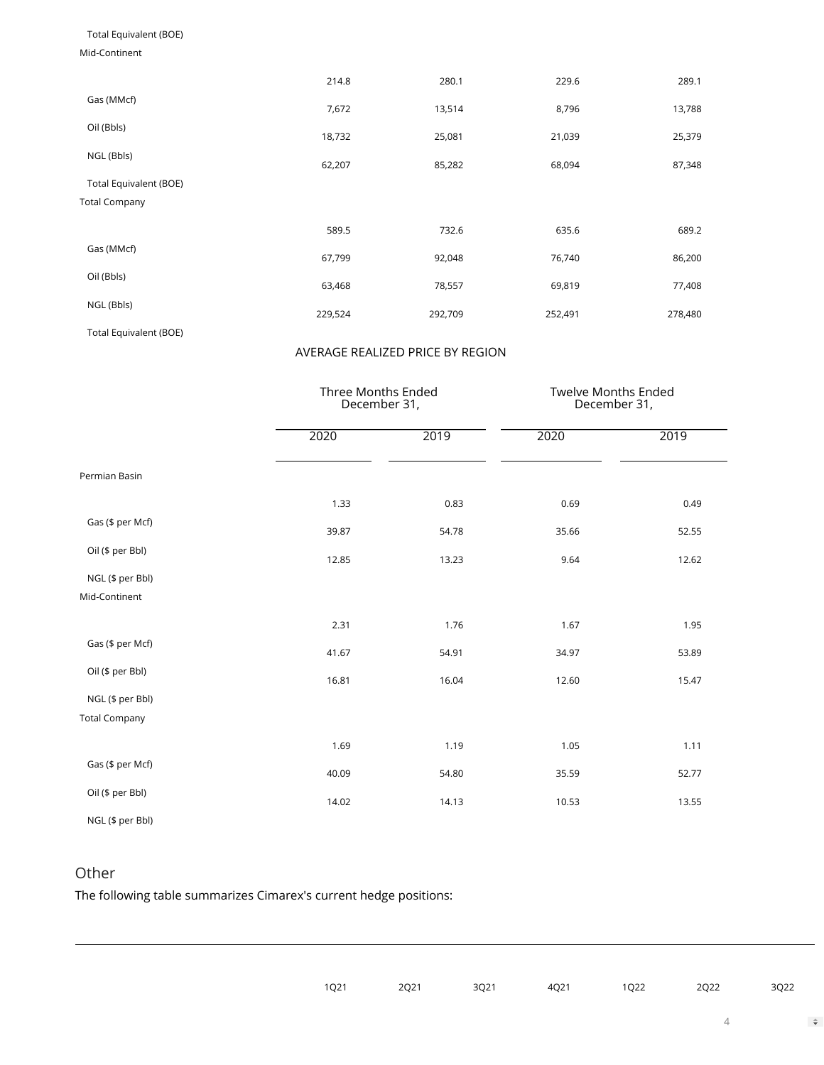| | | | | |
|---|---|---|---|---|
| Total Equivalent (BOE) | | | | |
| Mid-Continent | | | | |
| Gas (MMcf) | 214.8 | 280.1 | 229.6 | 289.1 |
| Oil (Bbls) | 7,672 | 13,514 | 8,796 | 13,788 |
| NGL (Bbls) | 18,732 | 25,081 | 21,039 | 25,379 |
| Total Equivalent (BOE) | 62,207 | 85,282 | 68,094 | 87,348 |
| Total Company | | | | |
| Gas (MMcf) | 589.5 | 732.6 | 635.6 | 689.2 |
| Oil (Bbls) | 67,799 | 92,048 | 76,740 | 86,200 |
| NGL (Bbls) | 63,468 | 78,557 | 69,819 | 77,408 |
| Total Equivalent (BOE) | 229,524 | 292,709 | 252,491 | 278,480 |

AVERAGE REALIZED PRICE BY REGION

| | Three Months Ended December 31, | | Twelve Months Ended December 31, | |
|---|---|---|---|---|
| | 2020 | 2019 | 2020 | 2019 |
| Permian Basin | | | | |
| Gas ($ per Mcf) | 1.33 | 0.83 | 0.69 | 0.49 |
| Oil ($ per Bbl) | 39.87 | 54.78 | 35.66 | 52.55 |
| NGL ($ per Bbl) | 12.85 | 13.23 | 9.64 | 12.62 |
| Mid-Continent | | | | |
| Gas ($ per Mcf) | 2.31 | 1.76 | 1.67 | 1.95 |
| Oil ($ per Bbl) | 41.67 | 54.91 | 34.97 | 53.89 |
| NGL ($ per Bbl) | 16.81 | 16.04 | 12.60 | 15.47 |
| Total Company | | | | |
| Gas ($ per Mcf) | 1.69 | 1.19 | 1.05 | 1.11 |
| Oil ($ per Bbl) | 40.09 | 54.80 | 35.59 | 52.77 |
| NGL ($ per Bbl) | 14.02 | 14.13 | 10.53 | 13.55 |

## Other

The following table summarizes Cimarex's current hedge positions:

| | 1Q21 | 2Q21 | 3Q21 | 4Q21 | 1Q22 | 2Q22 | 3Q22 |
|---|---|---|---|---|---|---|---|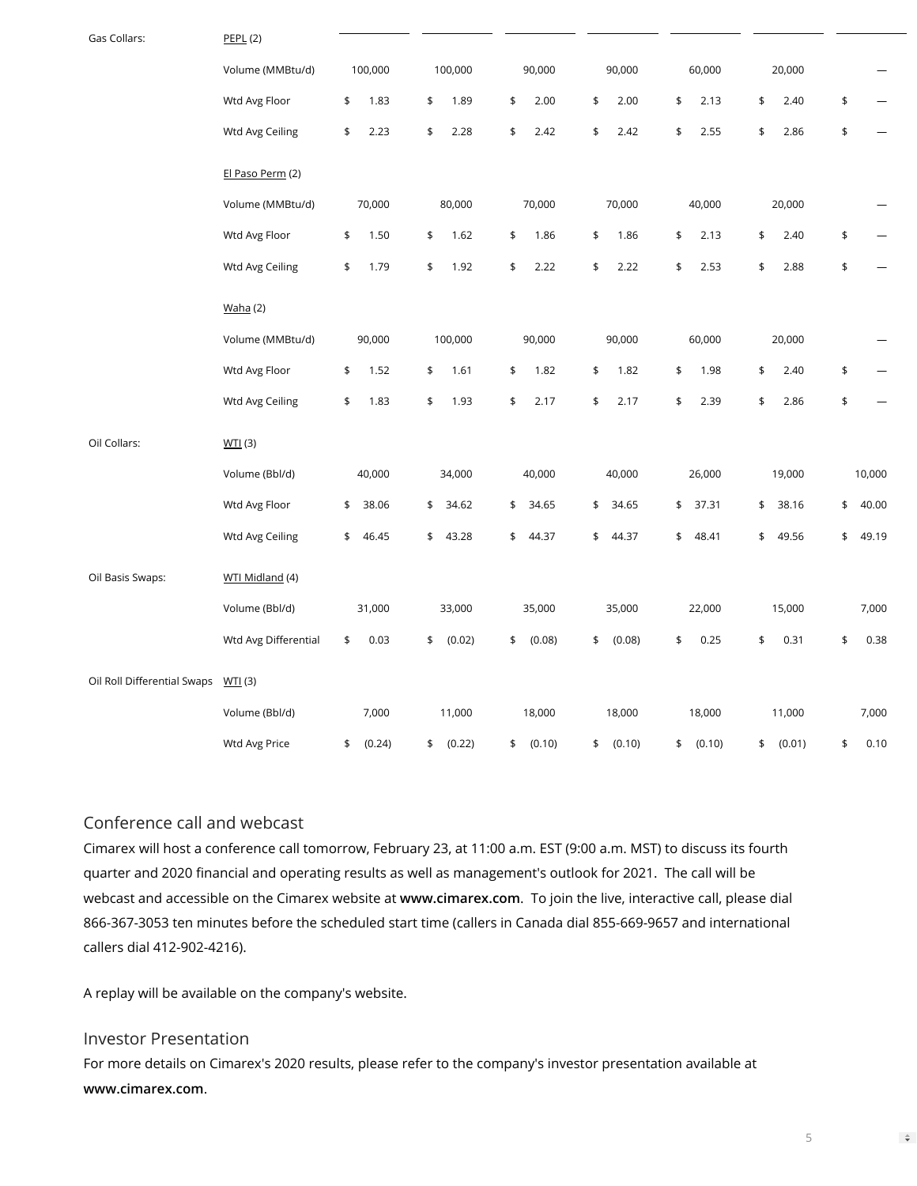| | | | | | | | | |
|---|---|---|---|---|---|---|---|---|
| Gas Collars: | PEPL (2) | | | | | | | |
| | Volume (MMBtu/d) | 100,000 | 100,000 | 90,000 | 90,000 | 60,000 | 20,000 | — |
| | Wtd Avg Floor | $ 1.83 | $ 1.89 | $ 2.00 | $ 2.00 | $ 2.13 | $ 2.40 | $ — |
| | Wtd Avg Ceiling | $ 2.23 | $ 2.28 | $ 2.42 | $ 2.42 | $ 2.55 | $ 2.86 | $ — |
| | El Paso Perm (2) | | | | | | | |
| | Volume (MMBtu/d) | 70,000 | 80,000 | 70,000 | 70,000 | 40,000 | 20,000 | — |
| | Wtd Avg Floor | $ 1.50 | $ 1.62 | $ 1.86 | $ 1.86 | $ 2.13 | $ 2.40 | $ — |
| | Wtd Avg Ceiling | $ 1.79 | $ 1.92 | $ 2.22 | $ 2.22 | $ 2.53 | $ 2.88 | $ — |
| | Waha (2) | | | | | | | |
| | Volume (MMBtu/d) | 90,000 | 100,000 | 90,000 | 90,000 | 60,000 | 20,000 | — |
| | Wtd Avg Floor | $ 1.52 | $ 1.61 | $ 1.82 | $ 1.82 | $ 1.98 | $ 2.40 | $ — |
| | Wtd Avg Ceiling | $ 1.83 | $ 1.93 | $ 2.17 | $ 2.17 | $ 2.39 | $ 2.86 | $ — |
| Oil Collars: | WTI (3) | | | | | | | |
| | Volume (Bbl/d) | 40,000 | 34,000 | 40,000 | 40,000 | 26,000 | 19,000 | 10,000 |
| | Wtd Avg Floor | $ 38.06 | $ 34.62 | $ 34.65 | $ 34.65 | $ 37.31 | $ 38.16 | $ 40.00 |
| | Wtd Avg Ceiling | $ 46.45 | $ 43.28 | $ 44.37 | $ 44.37 | $ 48.41 | $ 49.56 | $ 49.19 |
| Oil Basis Swaps: | WTI Midland (4) | | | | | | | |
| | Volume (Bbl/d) | 31,000 | 33,000 | 35,000 | 35,000 | 22,000 | 15,000 | 7,000 |
| | Wtd Avg Differential | $ 0.03 | $ (0.02) | $ (0.08) | $ (0.08) | $ 0.25 | $ 0.31 | $ 0.38 |
| Oil Roll Differential Swaps | WTI (3) | | | | | | | |
| | Volume (Bbl/d) | 7,000 | 11,000 | 18,000 | 18,000 | 18,000 | 11,000 | 7,000 |
| | Wtd Avg Price | $ (0.24) | $ (0.22) | $ (0.10) | $ (0.10) | $ (0.10) | $ (0.01) | $ 0.10 |

## Conference call and webcast

Cimarex will host a conference call tomorrow, February 23, at 11:00 a.m. EST (9:00 a.m. MST) to discuss its fourth quarter and 2020 financial and operating results as well as management's outlook for 2021. The call will be webcast and accessible on the Cimarex website at **www.cimarex.com**. To join the live, interactive call, please dial 866-367-3053 ten minutes before the scheduled start time (callers in Canada dial 855-669-9657 and international callers dial 412-902-4216).

A replay will be available on the company's website.

## Investor Presentation

For more details on Cimarex's 2020 results, please refer to the company's investor presentation available at **www.cimarex.com**.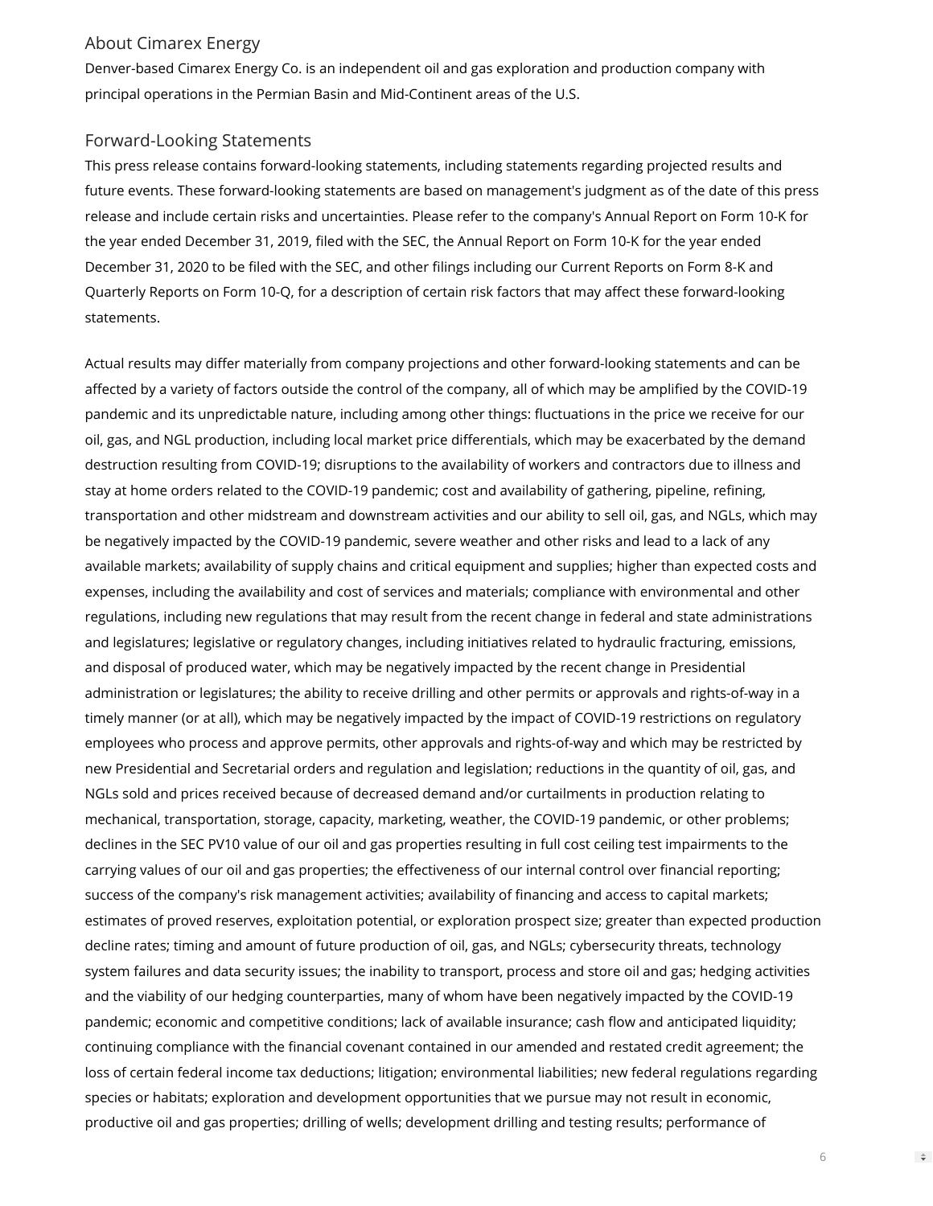## About Cimarex Energy

Denver-based Cimarex Energy Co. is an independent oil and gas exploration and production company with principal operations in the Permian Basin and Mid-Continent areas of the U.S.

## Forward-Looking Statements

This press release contains forward-looking statements, including statements regarding projected results and future events. These forward-looking statements are based on management's judgment as of the date of this press release and include certain risks and uncertainties. Please refer to the company's Annual Report on Form 10-K for the year ended December 31, 2019, filed with the SEC, the Annual Report on Form 10-K for the year ended December 31, 2020 to be filed with the SEC, and other filings including our Current Reports on Form 8-K and Quarterly Reports on Form 10-Q, for a description of certain risk factors that may affect these forward-looking statements.

Actual results may differ materially from company projections and other forward-looking statements and can be affected by a variety of factors outside the control of the company, all of which may be amplified by the COVID-19 pandemic and its unpredictable nature, including among other things: fluctuations in the price we receive for our oil, gas, and NGL production, including local market price differentials, which may be exacerbated by the demand destruction resulting from COVID-19; disruptions to the availability of workers and contractors due to illness and stay at home orders related to the COVID-19 pandemic; cost and availability of gathering, pipeline, refining, transportation and other midstream and downstream activities and our ability to sell oil, gas, and NGLs, which may be negatively impacted by the COVID-19 pandemic, severe weather and other risks and lead to a lack of any available markets; availability of supply chains and critical equipment and supplies; higher than expected costs and expenses, including the availability and cost of services and materials; compliance with environmental and other regulations, including new regulations that may result from the recent change in federal and state administrations and legislatures; legislative or regulatory changes, including initiatives related to hydraulic fracturing, emissions, and disposal of produced water, which may be negatively impacted by the recent change in Presidential administration or legislatures; the ability to receive drilling and other permits or approvals and rights-of-way in a timely manner (or at all), which may be negatively impacted by the impact of COVID-19 restrictions on regulatory employees who process and approve permits, other approvals and rights-of-way and which may be restricted by new Presidential and Secretarial orders and regulation and legislation; reductions in the quantity of oil, gas, and NGLs sold and prices received because of decreased demand and/or curtailments in production relating to mechanical, transportation, storage, capacity, marketing, weather, the COVID-19 pandemic, or other problems; declines in the SEC PV10 value of our oil and gas properties resulting in full cost ceiling test impairments to the carrying values of our oil and gas properties; the effectiveness of our internal control over financial reporting; success of the company's risk management activities; availability of financing and access to capital markets; estimates of proved reserves, exploitation potential, or exploration prospect size; greater than expected production decline rates; timing and amount of future production of oil, gas, and NGLs; cybersecurity threats, technology system failures and data security issues; the inability to transport, process and store oil and gas; hedging activities and the viability of our hedging counterparties, many of whom have been negatively impacted by the COVID-19 pandemic; economic and competitive conditions; lack of available insurance; cash flow and anticipated liquidity; continuing compliance with the financial covenant contained in our amended and restated credit agreement; the loss of certain federal income tax deductions; litigation; environmental liabilities; new federal regulations regarding species or habitats; exploration and development opportunities that we pursue may not result in economic, productive oil and gas properties; drilling of wells; development drilling and testing results; performance of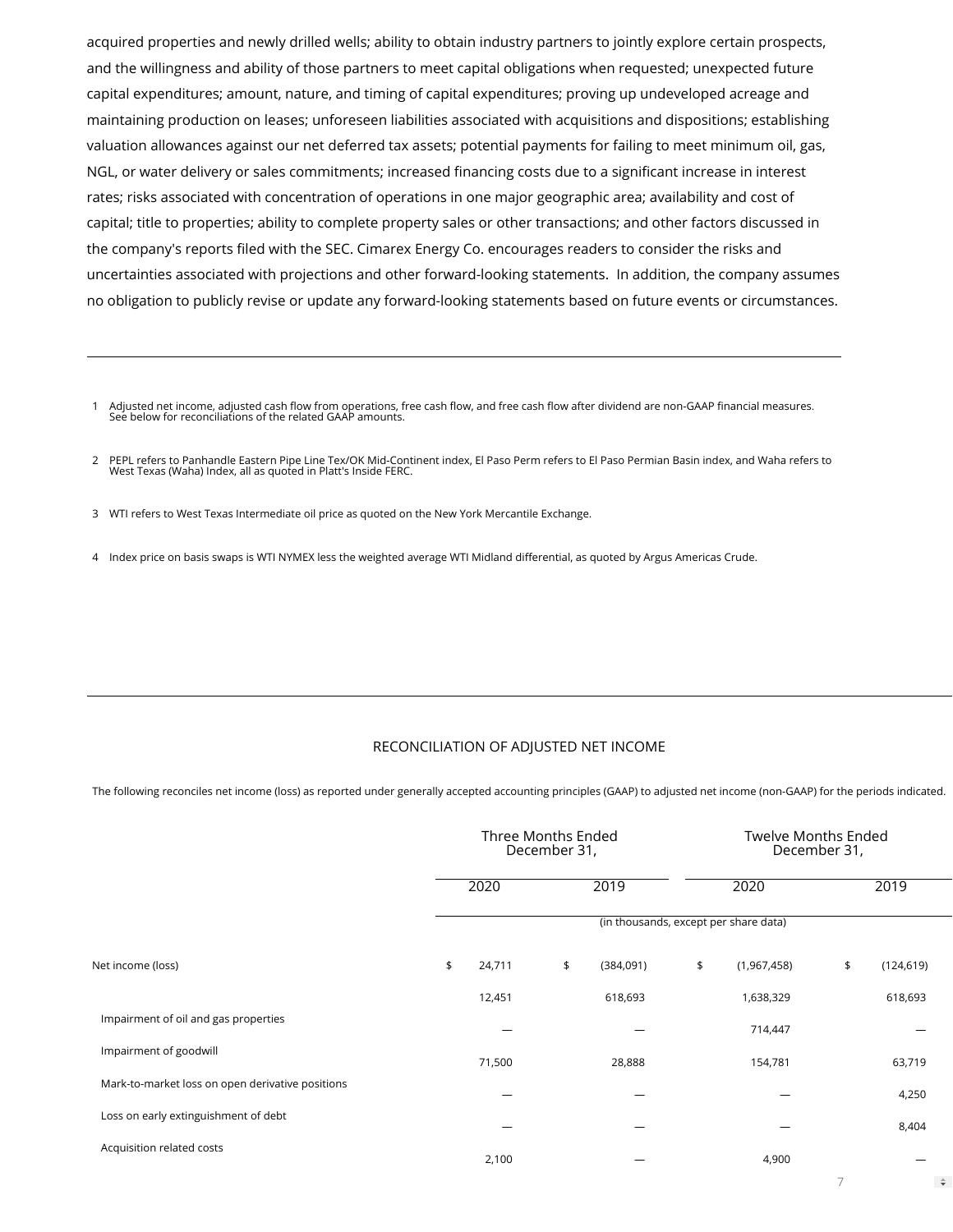acquired properties and newly drilled wells; ability to obtain industry partners to jointly explore certain prospects, and the willingness and ability of those partners to meet capital obligations when requested; unexpected future capital expenditures; amount, nature, and timing of capital expenditures; proving up undeveloped acreage and maintaining production on leases; unforeseen liabilities associated with acquisitions and dispositions; establishing valuation allowances against our net deferred tax assets; potential payments for failing to meet minimum oil, gas, NGL, or water delivery or sales commitments; increased financing costs due to a significant increase in interest rates; risks associated with concentration of operations in one major geographic area; availability and cost of capital; title to properties; ability to complete property sales or other transactions; and other factors discussed in the company's reports filed with the SEC. Cimarex Energy Co. encourages readers to consider the risks and uncertainties associated with projections and other forward-looking statements. In addition, the company assumes no obligation to publicly revise or update any forward-looking statements based on future events or circumstances.

---

1 Adjusted net income, adjusted cash flow from operations, free cash flow, and free cash flow after dividend are non-GAAP financial measures. See below for reconciliations of the related GAAP amounts.

2 PEPL refers to Panhandle Eastern Pipe Line Tex/OK Mid-Continent index, El Paso Perm refers to El Paso Permian Basin index, and Waha refers to West Texas (Waha) Index, all as quoted in Platt's Inside FERC.

3 WTI refers to West Texas Intermediate oil price as quoted on the New York Mercantile Exchange.

4 Index price on basis swaps is WTI NYMEX less the weighted average WTI Midland differential, as quoted by Argus Americas Crude.

---

## RECONCILIATION OF ADJUSTED NET INCOME

The following reconciles net income (loss) as reported under generally accepted accounting principles (GAAP) to adjusted net income (non-GAAP) for the periods indicated.

| | Three Months Ended December 31, | | Twelve Months Ended December 31, | |
|---|---|---|---|---|
| | 2020 | 2019 | 2020 | 2019 |
| | (in thousands, except per share data) | | | |
| Net income (loss) | $ 24,711 | $ (384,091) | $ (1,967,458) | $ (124,619) |
| Impairment of oil and gas properties | 12,451 | 618,693 | 1,638,329 | 618,693 |
| Impairment of goodwill | — | — | 714,447 | — |
| Mark-to-market loss on open derivative positions | 71,500 | 28,888 | 154,781 | 63,719 |
| Loss on early extinguishment of debt | — | — | — | 4,250 |
| Acquisition related costs | — | — | — | 8,404 |
| | 2,100 | — | 4,900 | — |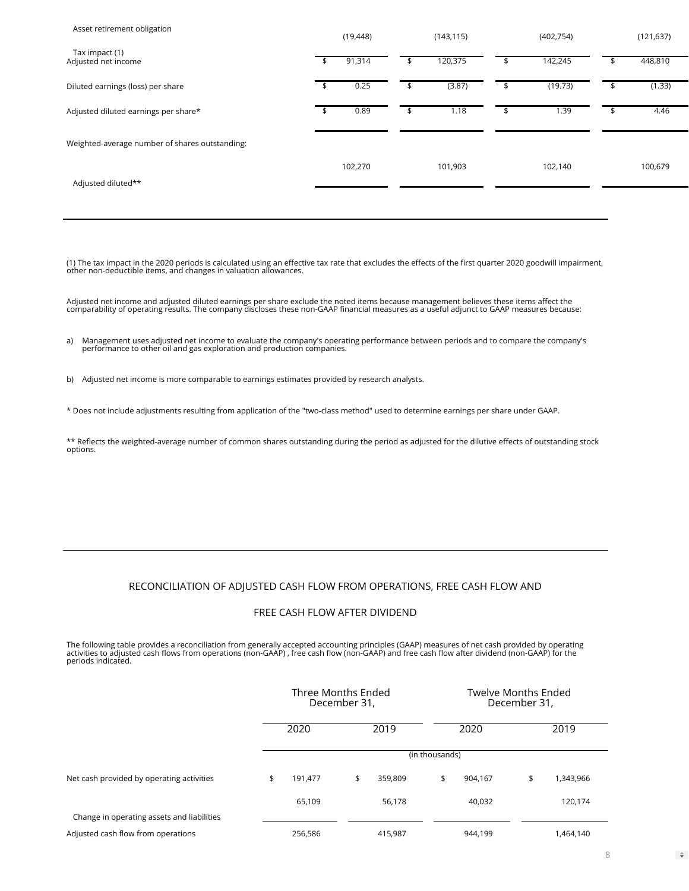| | | | | |
|---|---|---|---|---|
| Asset retirement obligation | | | | |
| Tax impact (1) | (19,448) | (143,115) | (402,754) | (121,637) |
| Adjusted net income | $ 91,314 | $ 120,375 | $ 142,245 | $ 448,810 |
| Diluted earnings (loss) per share | $ 0.25 | $ (3.87) | $ (19.73) | $ (1.33) |
| Adjusted diluted earnings per share* | $ 0.89 | $ 1.18 | $ 1.39 | $ 4.46 |
| Weighted-average number of shares outstanding: | | | | |
| Adjusted diluted** | 102,270 | 101,903 | 102,140 | 100,679 |

(1) The tax impact in the 2020 periods is calculated using an effective tax rate that excludes the effects of the first quarter 2020 goodwill impairment, other non-deductible items, and changes in valuation allowances.

Adjusted net income and adjusted diluted earnings per share exclude the noted items because management believes these items affect the comparability of operating results. The company discloses these non-GAAP financial measures as a useful adjunct to GAAP measures because:

a) Management uses adjusted net income to evaluate the company's operating performance between periods and to compare the company's performance to other oil and gas exploration and production companies.

b) Adjusted net income is more comparable to earnings estimates provided by research analysts.

* Does not include adjustments resulting from application of the "two-class method" used to determine earnings per share under GAAP.

** Reflects the weighted-average number of common shares outstanding during the period as adjusted for the dilutive effects of outstanding stock options.

## RECONCILIATION OF ADJUSTED CASH FLOW FROM OPERATIONS, FREE CASH FLOW AND FREE CASH FLOW AFTER DIVIDEND

The following table provides a reconciliation from generally accepted accounting principles (GAAP) measures of net cash provided by operating activities to adjusted cash flows from operations (non-GAAP) , free cash flow (non-GAAP) and free cash flow after dividend (non-GAAP) for the periods indicated.

| | Three Months Ended December 31, | | Twelve Months Ended December 31, | |
|---|---|---|---|---|
| | 2020 | 2019 | 2020 | 2019 |
| | (in thousands) | | | |
| Net cash provided by operating activities | $ 191,477 | $ 359,809 | $ 904,167 | $ 1,343,966 |
| Change in operating assets and liabilities | 65,109 | 56,178 | 40,032 | 120,174 |
| Adjusted cash flow from operations | 256,586 | 415,987 | 944,199 | 1,464,140 |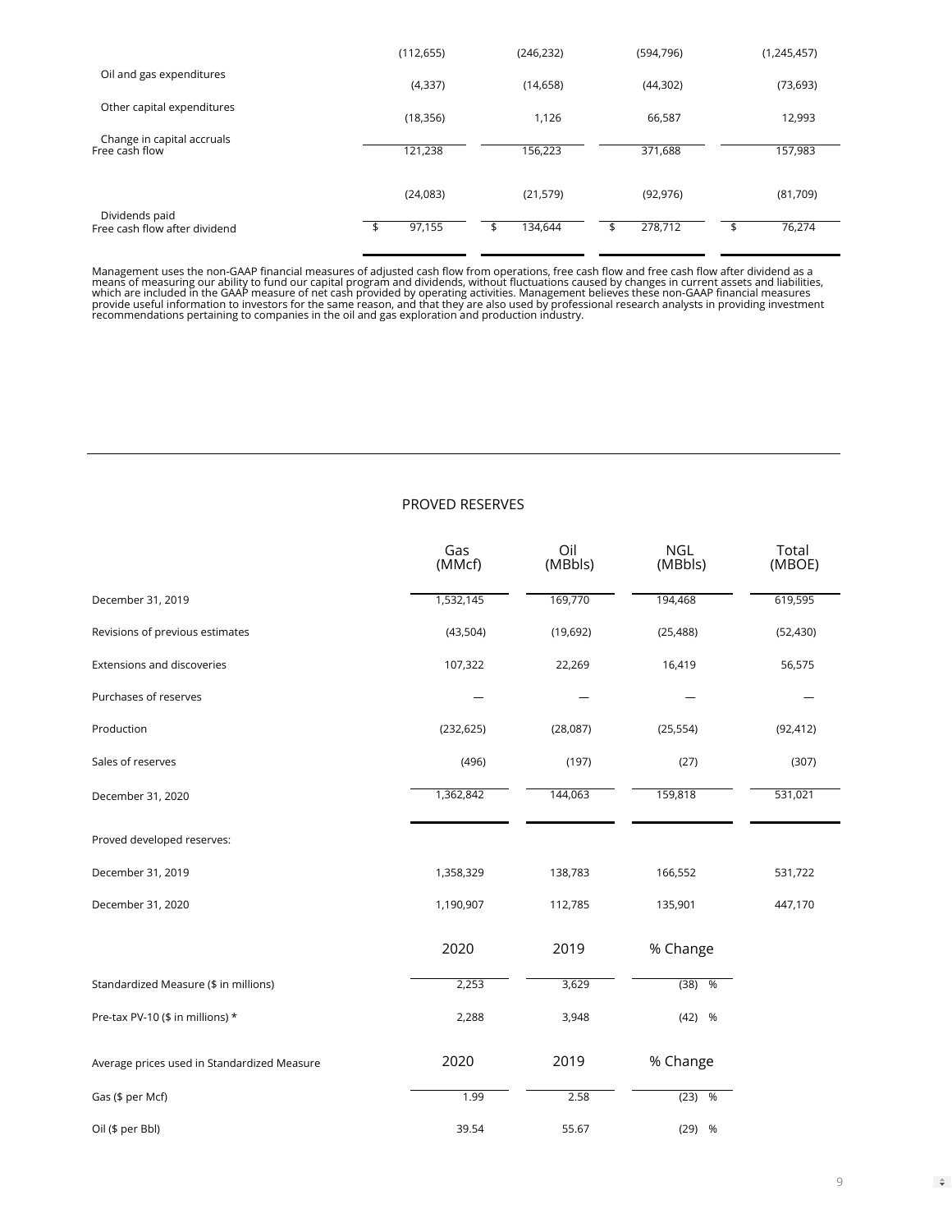| | | | | |
|---|---|---|---|---|
| Oil and gas expenditures | (112,655) | (246,232) | (594,796) | (1,245,457) |
| Other capital expenditures | (4,337) | (14,658) | (44,302) | (73,693) |
| Change in capital accruals | (18,356) | 1,126 | 66,587 | 12,993 |
| Free cash flow | 121,238 | 156,223 | 371,688 | 157,983 |
| Dividends paid | (24,083) | (21,579) | (92,976) | (81,709) |
| Free cash flow after dividend | $ 97,155 | $ 134,644 | $ 278,712 | $ 76,274 |

Management uses the non-GAAP financial measures of adjusted cash flow from operations, free cash flow and free cash flow after dividend as a means of measuring our ability to fund our capital program and dividends, without fluctuations caused by changes in current assets and liabilities, which are included in the GAAP measure of net cash provided by operating activities. Management believes these non-GAAP financial measures provide useful information to investors for the same reason, and that they are also used by professional research analysts in providing investment recommendations pertaining to companies in the oil and gas exploration and production industry.

## PROVED RESERVES

| | Gas (MMcf) | Oil (MBbls) | NGL (MBbls) | Total (MBOE) |
|---|---|---|---|---|
| December 31, 2019 | 1,532,145 | 169,770 | 194,468 | 619,595 |
| Revisions of previous estimates | (43,504) | (19,692) | (25,488) | (52,430) |
| Extensions and discoveries | 107,322 | 22,269 | 16,419 | 56,575 |
| Purchases of reserves | — | — | — | — |
| Production | (232,625) | (28,087) | (25,554) | (92,412) |
| Sales of reserves | (496) | (197) | (27) | (307) |
| December 31, 2020 | 1,362,842 | 144,063 | 159,818 | 531,021 |
| Proved developed reserves: | | | | |
| December 31, 2019 | 1,358,329 | 138,783 | 166,552 | 531,722 |
| December 31, 2020 | 1,190,907 | 112,785 | 135,901 | 447,170 |

| | 2020 | 2019 | % Change |
|---|---|---|---|
| Standardized Measure ($ in millions) | 2,253 | 3,629 | (38) % |
| Pre-tax PV-10 ($ in millions) * | 2,288 | 3,948 | (42) % |

| Average prices used in Standardized Measure | 2020 | 2019 | % Change |
|---|---|---|---|
| Gas ($ per Mcf) | 1.99 | 2.58 | (23) % |
| Oil ($ per Bbl) | 39.54 | 55.67 | (29) % |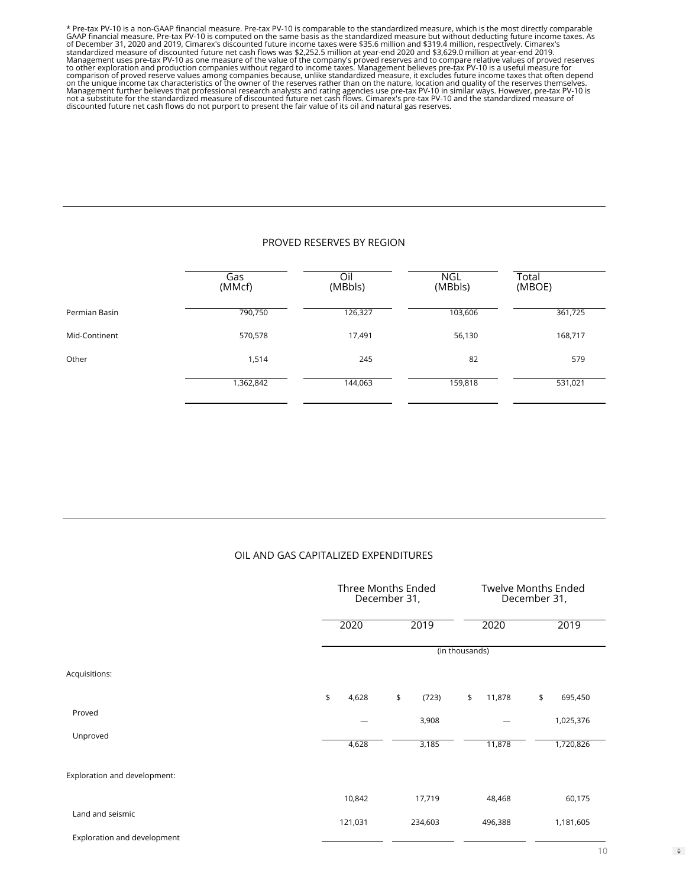* Pre-tax PV-10 is a non-GAAP financial measure. Pre-tax PV-10 is comparable to the standardized measure, which is the most directly comparable GAAP financial measure. Pre-tax PV-10 is computed on the same basis as the standardized measure but without deducting future income taxes. As of December 31, 2020 and 2019, Cimarex's discounted future income taxes were $35.6 million and $319.4 million, respectively. Cimarex's standardized measure of discounted future net cash flows was $2,252.5 million at year-end 2020 and $3,629.0 million at year-end 2019. Management uses pre-tax PV-10 as one measure of the value of the company's proved reserves and to compare relative values of proved reserves to other exploration and production companies without regard to income taxes. Management believes pre-tax PV-10 is a useful measure for comparison of proved reserve values among companies because, unlike standardized measure, it excludes future income taxes that often depend on the unique income tax characteristics of the owner of the reserves rather than on the nature, location and quality of the reserves themselves. Management further believes that professional research analysts and rating agencies use pre-tax PV-10 in similar ways. However, pre-tax PV-10 is not a substitute for the standardized measure of discounted future net cash flows. Cimarex's pre-tax PV-10 and the standardized measure of discounted future net cash flows do not purport to present the fair value of its oil and natural gas reserves.

## PROVED RESERVES BY REGION

| | Gas (MMcf) | Oil (MBbls) | NGL (MBbls) | Total (MBOE) |
|---|---|---|---|---|
| Permian Basin | 790,750 | 126,327 | 103,606 | 361,725 |
| Mid-Continent | 570,578 | 17,491 | 56,130 | 168,717 |
| Other | 1,514 | 245 | 82 | 579 |
| | 1,362,842 | 144,063 | 159,818 | 531,021 |

## OIL AND GAS CAPITALIZED EXPENDITURES

| | Three Months Ended December 31, | | Twelve Months Ended December 31, | |
|---|---|---|---|---|
| | 2020 | 2019 | 2020 | 2019 |
| | (in thousands) | | | |
| Acquisitions: | | | | |
| Proved | $ 4,628 | $ (723) | $ 11,878 | $ 695,450 |
| Unproved | — | 3,908 | — | 1,025,376 |
| | 4,628 | 3,185 | 11,878 | 1,720,826 |
| Exploration and development: | | | | |
| Land and seismic | 10,842 | 17,719 | 48,468 | 60,175 |
| Exploration and development | 121,031 | 234,603 | 496,388 | 1,181,605 |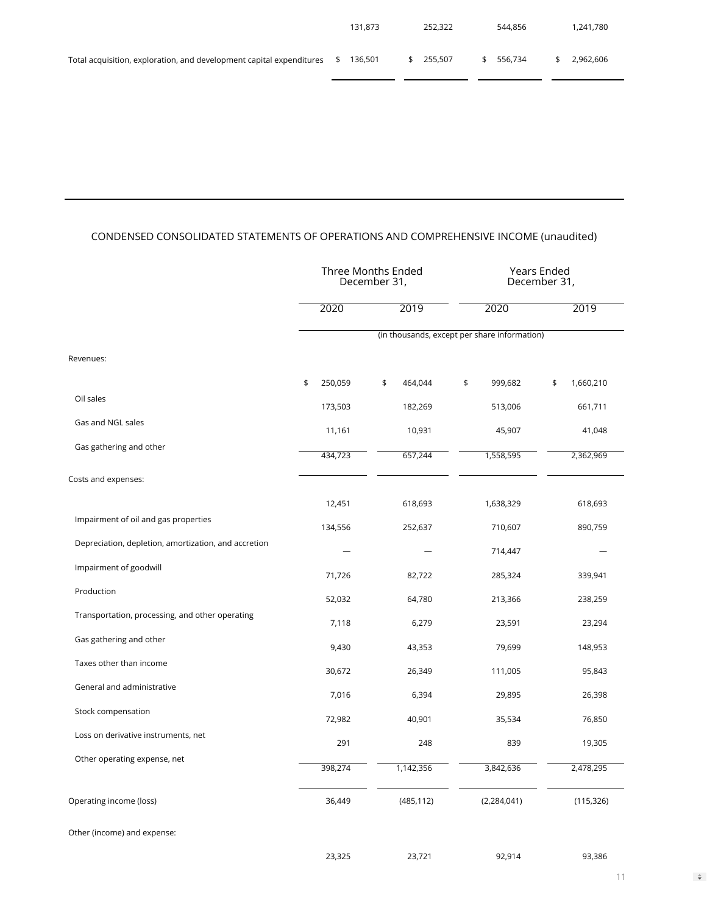| | | | | |
|---|---|---|---|---|
| | 131,873 | 252,322 | 544,856 | 1,241,780 |
| Total acquisition, exploration, and development capital expenditures | $ 136,501 | $ 255,507 | $ 556,734 | $ 2,962,606 |

## CONDENSED CONSOLIDATED STATEMENTS OF OPERATIONS AND COMPREHENSIVE INCOME (unaudited)

| | Three Months Ended December 31, | | Years Ended December 31, | |
|---|---|---|---|---|
| | 2020 | 2019 | 2020 | 2019 |
| | (in thousands, except per share information) | | | |
| Revenues: | | | | |
| Oil sales | $ 250,059 | $ 464,044 | $ 999,682 | $ 1,660,210 |
| Gas and NGL sales | 173,503 | 182,269 | 513,006 | 661,711 |
| Gas gathering and other | 11,161 | 10,931 | 45,907 | 41,048 |
| | 434,723 | 657,244 | 1,558,595 | 2,362,969 |
| Costs and expenses: | | | | |
| Impairment of oil and gas properties | 12,451 | 618,693 | 1,638,329 | 618,693 |
| Depreciation, depletion, amortization, and accretion | 134,556 | 252,637 | 710,607 | 890,759 |
| Impairment of goodwill | — | — | 714,447 | — |
| Production | 71,726 | 82,722 | 285,324 | 339,941 |
| Transportation, processing, and other operating | 52,032 | 64,780 | 213,366 | 238,259 |
| Gas gathering and other | 7,118 | 6,279 | 23,591 | 23,294 |
| Taxes other than income | 9,430 | 43,353 | 79,699 | 148,953 |
| General and administrative | 30,672 | 26,349 | 111,005 | 95,843 |
| Stock compensation | 7,016 | 6,394 | 29,895 | 26,398 |
| Loss on derivative instruments, net | 72,982 | 40,901 | 35,534 | 76,850 |
| Other operating expense, net | 291 | 248 | 839 | 19,305 |
| | 398,274 | 1,142,356 | 3,842,636 | 2,478,295 |
| Operating income (loss) | 36,449 | (485,112) | (2,284,041) | (115,326) |
| Other (income) and expense: | | | | |
| | 23,325 | 23,721 | 92,914 | 93,386 |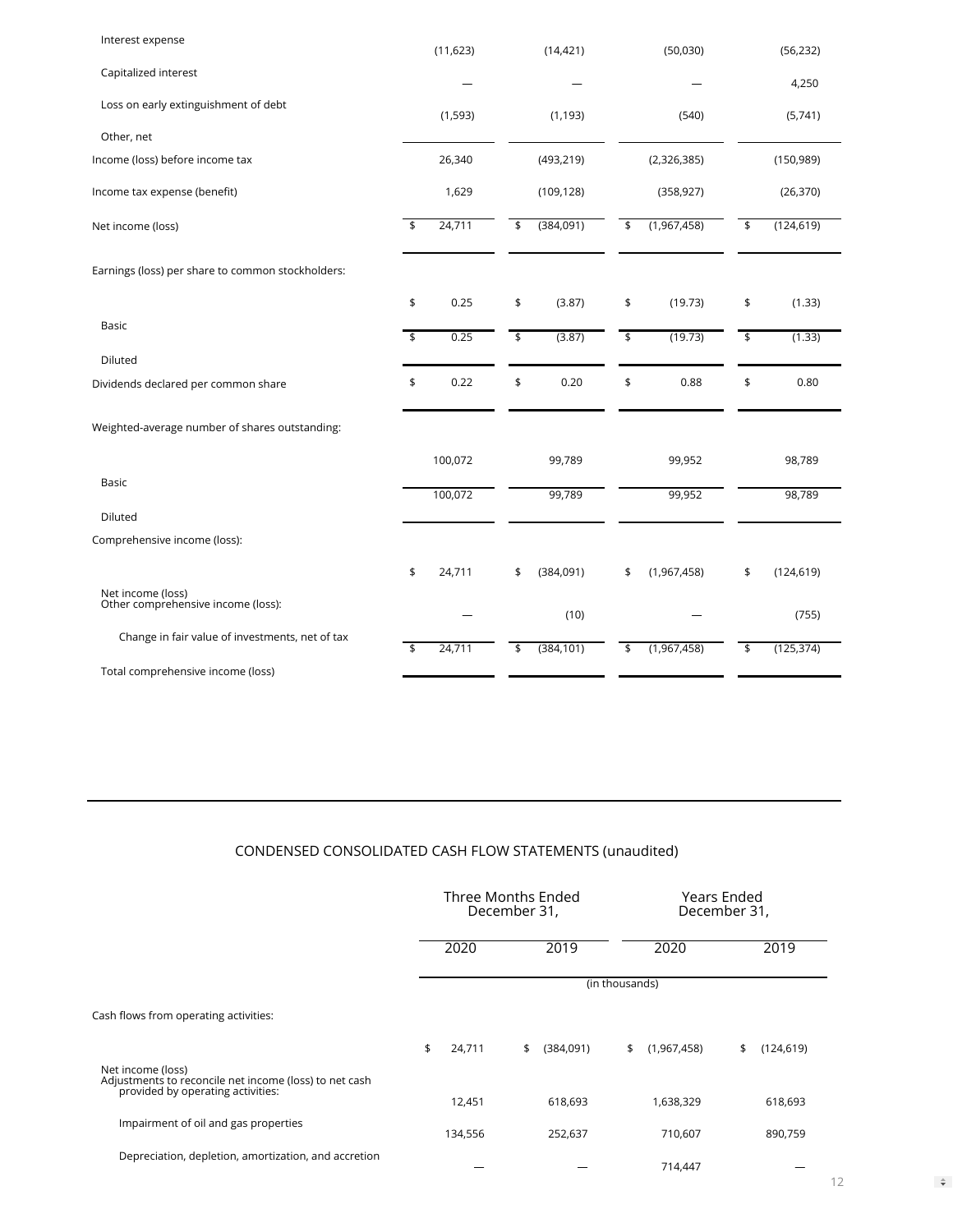| | | | | |
|---|---|---|---|---|
| Interest expense | (11,623) | (14,421) | (50,030) | (56,232) |
| Capitalized interest | — | — | — | 4,250 |
| Loss on early extinguishment of debt | (1,593) | (1,193) | (540) | (5,741) |
| Other, net | | | | |
| Income (loss) before income tax | 26,340 | (493,219) | (2,326,385) | (150,989) |
| Income tax expense (benefit) | 1,629 | (109,128) | (358,927) | (26,370) |
| Net income (loss) | $ 24,711 | $ (384,091) | $ (1,967,458) | $ (124,619) |
| Earnings (loss) per share to common stockholders: | | | | |
| Basic | $ 0.25 | $ (3.87) | $ (19.73) | $ (1.33) |
| Diluted | $ 0.25 | $ (3.87) | $ (19.73) | $ (1.33) |
| Dividends declared per common share | $ 0.22 | $ 0.20 | $ 0.88 | $ 0.80 |
| Weighted-average number of shares outstanding: | | | | |
| Basic | 100,072 | 99,789 | 99,952 | 98,789 |
| Diluted | 100,072 | 99,789 | 99,952 | 98,789 |
| Comprehensive income (loss): | | | | |
| Net income (loss) | $ 24,711 | $ (384,091) | $ (1,967,458) | $ (124,619) |
| Other comprehensive income (loss): | | | | |
| Change in fair value of investments, net of tax | — | (10) | — | (755) |
| Total comprehensive income (loss) | $ 24,711 | $ (384,101) | $ (1,967,458) | $ (125,374) |

## CONDENSED CONSOLIDATED CASH FLOW STATEMENTS (unaudited)

| | Three Months Ended December 31, | | Years Ended December 31, | |
|---|---|---|---|---|
| | 2020 | 2019 | 2020 | 2019 |
| | (in thousands) | | | |
| Cash flows from operating activities: | | | | |
| Net income (loss) | $ 24,711 | $ (384,091) | $ (1,967,458) | $ (124,619) |
| Adjustments to reconcile net income (loss) to net cash provided by operating activities: | | | | |
| Impairment of oil and gas properties | 12,451 | 618,693 | 1,638,329 | 618,693 |
| Depreciation, depletion, amortization, and accretion | 134,556 | 252,637 | 710,607 | 890,759 |
| | — | — | 714,447 | — |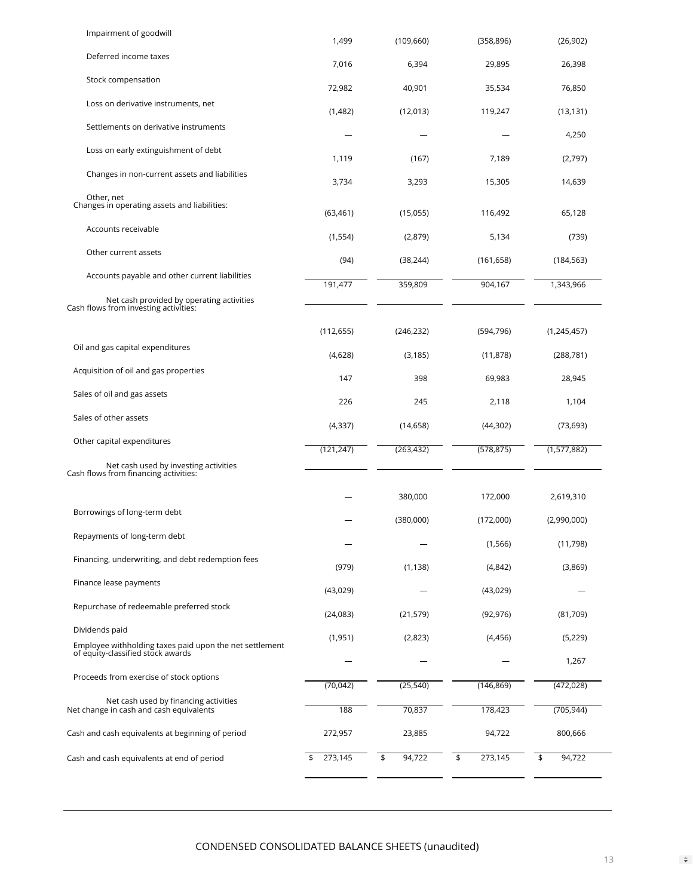| | | | | |
|---|---|---|---|---|
| Impairment of goodwill | 1,499 | (109,660) | (358,896) | (26,902) |
| Deferred income taxes | 7,016 | 6,394 | 29,895 | 26,398 |
| Stock compensation | 72,982 | 40,901 | 35,534 | 76,850 |
| Loss on derivative instruments, net | (1,482) | (12,013) | 119,247 | (13,131) |
| Settlements on derivative instruments | — | — | — | 4,250 |
| Loss on early extinguishment of debt | 1,119 | (167) | 7,189 | (2,797) |
| Changes in non-current assets and liabilities | 3,734 | 3,293 | 15,305 | 14,639 |
| Other, net | | | | |
| Changes in operating assets and liabilities: | (63,461) | (15,055) | 116,492 | 65,128 |
| Accounts receivable | (1,554) | (2,879) | 5,134 | (739) |
| Other current assets | (94) | (38,244) | (161,658) | (184,563) |
| Accounts payable and other current liabilities | 191,477 | 359,809 | 904,167 | 1,343,966 |
| Net cash provided by operating activities | | | | |
| Cash flows from investing activities: | | | | |
| | (112,655) | (246,232) | (594,796) | (1,245,457) |
| Oil and gas capital expenditures | (4,628) | (3,185) | (11,878) | (288,781) |
| Acquisition of oil and gas properties | 147 | 398 | 69,983 | 28,945 |
| Sales of oil and gas assets | 226 | 245 | 2,118 | 1,104 |
| Sales of other assets | (4,337) | (14,658) | (44,302) | (73,693) |
| Other capital expenditures | (121,247) | (263,432) | (578,875) | (1,577,882) |
| Net cash used by investing activities | | | | |
| Cash flows from financing activities: | | | | |
| | — | 380,000 | 172,000 | 2,619,310 |
| Borrowings of long-term debt | — | (380,000) | (172,000) | (2,990,000) |
| Repayments of long-term debt | — | — | (1,566) | (11,798) |
| Financing, underwriting, and debt redemption fees | (979) | (1,138) | (4,842) | (3,869) |
| Finance lease payments | (43,029) | — | (43,029) | — |
| Repurchase of redeemable preferred stock | (24,083) | (21,579) | (92,976) | (81,709) |
| Dividends paid | (1,951) | (2,823) | (4,456) | (5,229) |
| Employee withholding taxes paid upon the net settlement of equity-classified stock awards | — | — | — | 1,267 |
| Proceeds from exercise of stock options | (70,042) | (25,540) | (146,869) | (472,028) |
| Net cash used by financing activities | | | | |
| Net change in cash and cash equivalents | 188 | 70,837 | 178,423 | (705,944) |
| Cash and cash equivalents at beginning of period | 272,957 | 23,885 | 94,722 | 800,666 |
| Cash and cash equivalents at end of period | $ 273,145 | $ 94,722 | $ 273,145 | $ 94,722 |

CONDENSED CONSOLIDATED BALANCE SHEETS (unaudited)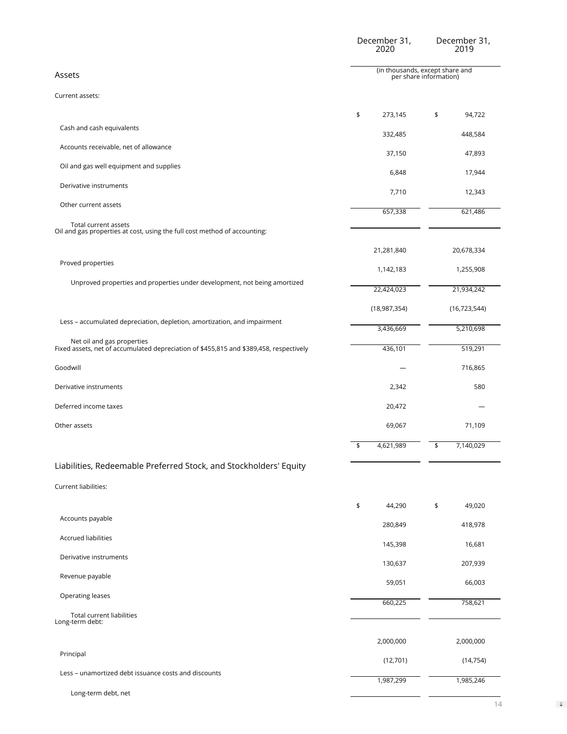| | December 31, 2020 | December 31, 2019 |
|---|---|---|
| | (in thousands, except share and per share information) | |
| **Assets** | | |
| Current assets: | | |
| Cash and cash equivalents | $ 273,145 | $ 94,722 |
| Accounts receivable, net of allowance | 332,485 | 448,584 |
| Oil and gas well equipment and supplies | 37,150 | 47,893 |
| Derivative instruments | 6,848 | 17,944 |
| Other current assets | 7,710 | 12,343 |
| Total current assets | 657,338 | 621,486 |
| Oil and gas properties at cost, using the full cost method of accounting: | | |
| Proved properties | 21,281,840 | 20,678,334 |
| Unproved properties and properties under development, not being amortized | 1,142,183 | 1,255,908 |
| | 22,424,023 | 21,934,242 |
| Less – accumulated depreciation, depletion, amortization, and impairment | (18,987,354) | (16,723,544) |
| Net oil and gas properties | 3,436,669 | 5,210,698 |
| Fixed assets, net of accumulated depreciation of $455,815 and $389,458, respectively | 436,101 | 519,291 |
| Goodwill | — | 716,865 |
| Derivative instruments | 2,342 | 580 |
| Deferred income taxes | 20,472 | — |
| Other assets | 69,067 | 71,109 |
| | $ 4,621,989 | $ 7,140,029 |
| **Liabilities, Redeemable Preferred Stock, and Stockholders' Equity** | | |
| Current liabilities: | | |
| Accounts payable | $ 44,290 | $ 49,020 |
| Accrued liabilities | 280,849 | 418,978 |
| Derivative instruments | 145,398 | 16,681 |
| Revenue payable | 130,637 | 207,939 |
| Operating leases | 59,051 | 66,003 |
| Total current liabilities | 660,225 | 758,621 |
| Long-term debt: | | |
| Principal | 2,000,000 | 2,000,000 |
| Less – unamortized debt issuance costs and discounts | (12,701) | (14,754) |
| Long-term debt, net | 1,987,299 | 1,985,246 |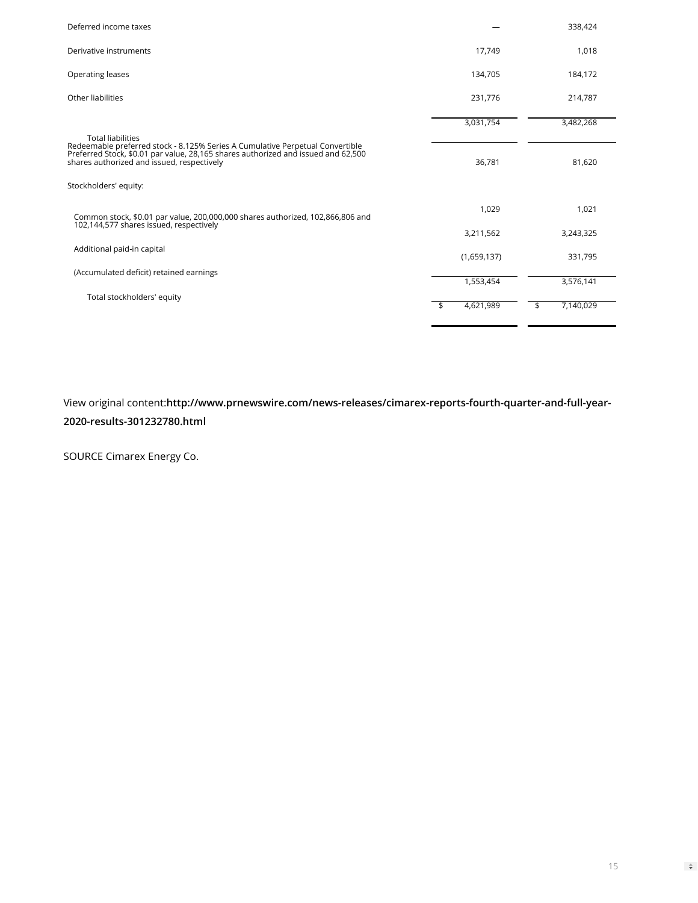| | | |
|---|---|---|
| Deferred income taxes | — | 338,424 |
| Derivative instruments | 17,749 | 1,018 |
| Operating leases | 134,705 | 184,172 |
| Other liabilities | 231,776 | 214,787 |
| Total liabilities | 3,031,754 | 3,482,268 |
| Redeemable preferred stock - 8.125% Series A Cumulative Perpetual Convertible Preferred Stock, $0.01 par value, 28,165 shares authorized and issued and 62,500 shares authorized and issued, respectively | 36,781 | 81,620 |
| Stockholders' equity: | | |
| Common stock, $0.01 par value, 200,000,000 shares authorized, 102,866,806 and 102,144,577 shares issued, respectively | 1,029 | 1,021 |
| Additional paid-in capital | 3,211,562 | 3,243,325 |
| (Accumulated deficit) retained earnings | (1,659,137) | 331,795 |
| Total stockholders' equity | 1,553,454 | 3,576,141 |
| | $ 4,621,989 | $ 7,140,029 |

View original content:**http://www.prnewswire.com/news-releases/cimarex-reports-fourth-quarter-and-full-year-2020-results-301232780.html**

SOURCE Cimarex Energy Co.